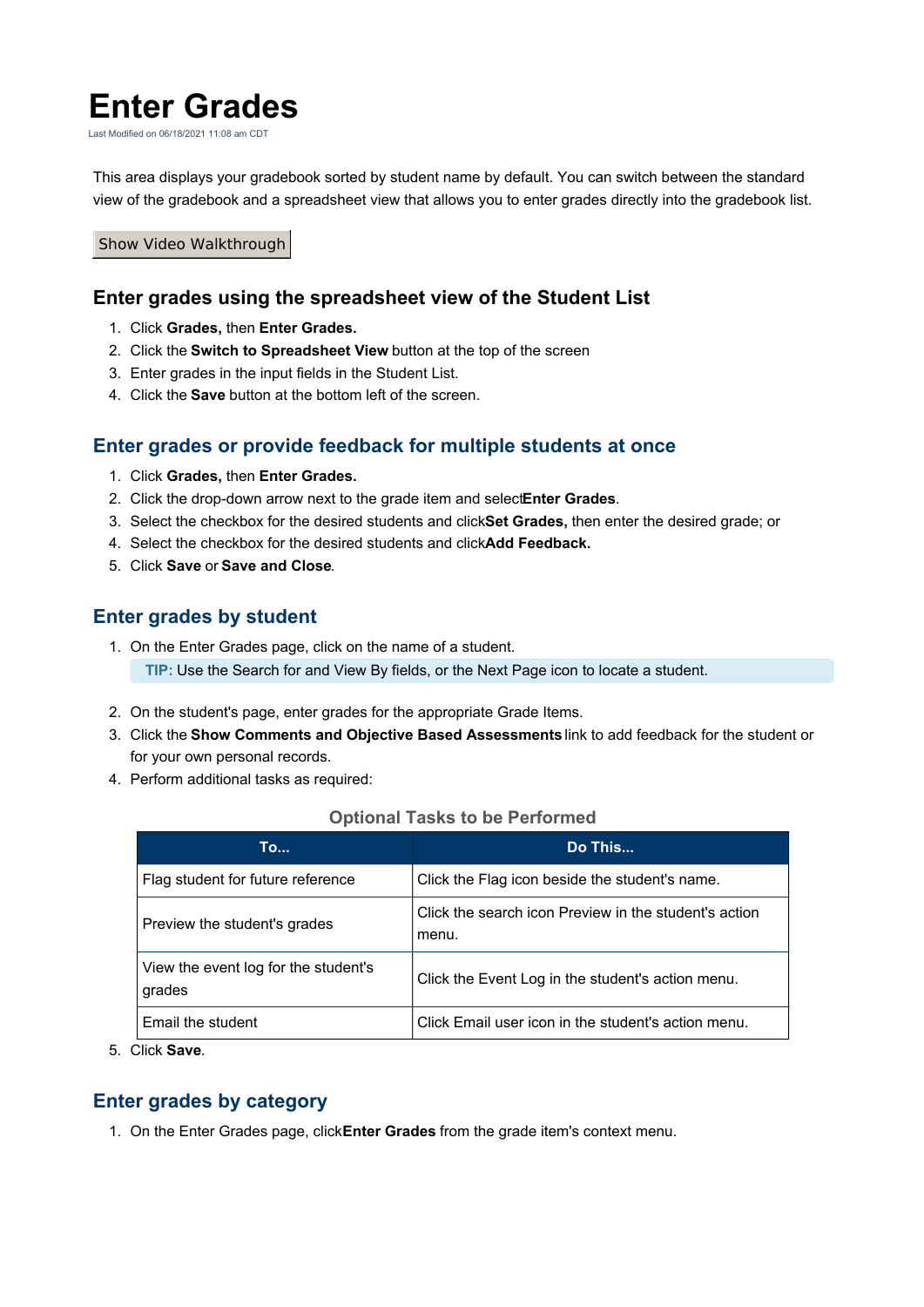# Enter Grades

Last Modified on 06/18/2021 11:08 am CDT

This area displays your gradebook sorted by student name by default. You can switch between the standard view of the gradebook and a spreadsheet view that allows you to enter grades directly into the gradebook list.

Show Video Walkthrough

### Enter grades using the spreadsheet view of the Student List

1. Click **Grades,** then **Enter Grades.**
2. Click the **Switch to Spreadsheet View** button at the top of the screen
3. Enter grades in the input fields in the Student List.
4. Click the **Save** button at the bottom left of the screen.

## Enter grades or provide feedback for multiple students at once

1. Click **Grades,** then **Enter Grades.**
2. Click the drop-down arrow next to the grade item and select**Enter Grades**.
3. Select the checkbox for the desired students and click**Set Grades,** then enter the desired grade; or
4. Select the checkbox for the desired students and click**Add Feedback.**
5. Click **Save** or **Save and Close**.

## Enter grades by student

1. On the Enter Grades page, click on the name of a student.

   **TIP:** Use the Search for and View By fields, or the Next Page icon to locate a student.

2. On the student's page, enter grades for the appropriate Grade Items.
3. Click the **Show Comments and Objective Based Assessments** link to add feedback for the student or for your own personal records.
4. Perform additional tasks as required:

**Optional Tasks to be Performed**

| To... | Do This... |
|---|---|
| Flag student for future reference | Click the Flag icon beside the student's name. |
| Preview the student's grades | Click the search icon Preview in the student's action menu. |
| View the event log for the student's grades | Click the Event Log in the student's action menu. |
| Email the student | Click Email user icon in the student's action menu. |

5. Click **Save**.

## Enter grades by category

1. On the Enter Grades page, click**Enter Grades** from the grade item's context menu.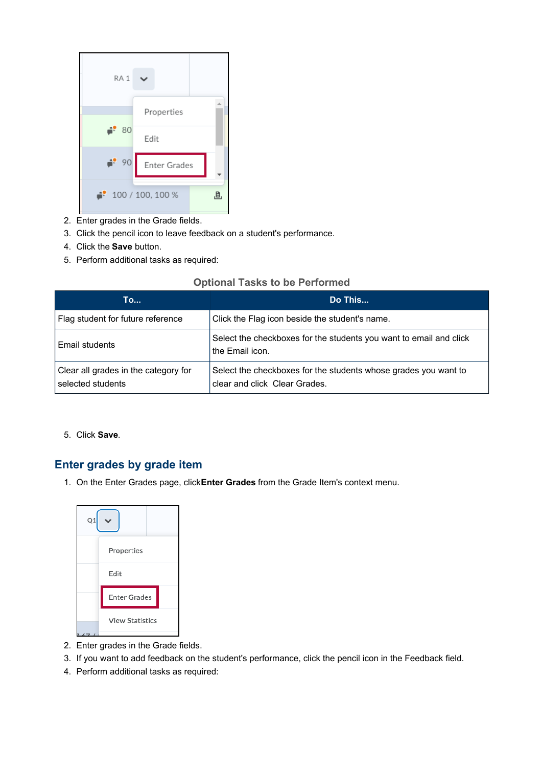2. Enter grades in the Grade fields.
3. Click the pencil icon to leave feedback on a student's performance.
4. Click the **Save** button.
5. Perform additional tasks as required:

**Optional Tasks to be Performed**

| To... | Do This... |
|---|---|
| Flag student for future reference | Click the Flag icon beside the student's name. |
| Email students | Select the checkboxes for the students you want to email and click the Email icon. |
| Clear all grades in the category for selected students | Select the checkboxes for the students whose grades you want to clear and click Clear Grades. |

5. Click **Save**.

## Enter grades by grade item

1. On the Enter Grades page, click**Enter Grades** from the Grade Item's context menu.

2. Enter grades in the Grade fields.
3. If you want to add feedback on the student's performance, click the pencil icon in the Feedback field.
4. Perform additional tasks as required: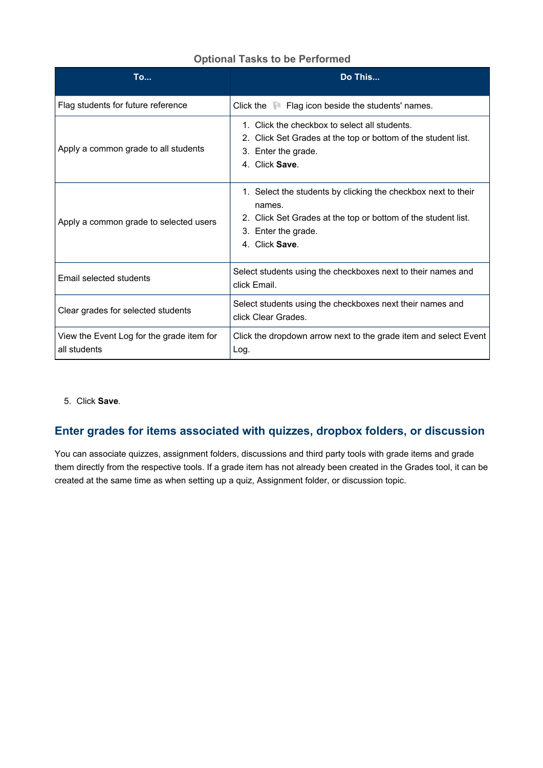**Optional Tasks to be Performed**

| To... | Do This... |
|---|---|
| Flag students for future reference | Click the Flag icon beside the students' names. |
| Apply a common grade to all students | 1. Click the checkbox to select all students.<br>2. Click Set Grades at the top or bottom of the student list.<br>3. Enter the grade.<br>4. Click **Save**. |
| Apply a common grade to selected users | 1. Select the students by clicking the checkbox next to their names.<br>2. Click Set Grades at the top or bottom of the student list.<br>3. Enter the grade.<br>4. Click **Save**. |
| Email selected students | Select students using the checkboxes next to their names and click Email. |
| Clear grades for selected students | Select students using the checkboxes next their names and click Clear Grades. |
| View the Event Log for the grade item for all students | Click the dropdown arrow next to the grade item and select Event Log. |

5. Click **Save**.

## Enter grades for items associated with quizzes, dropbox folders, or discussion

You can associate quizzes, assignment folders, discussions and third party tools with grade items and grade them directly from the respective tools. If a grade item has not already been created in the Grades tool, it can be created at the same time as when setting up a quiz, Assignment folder, or discussion topic.